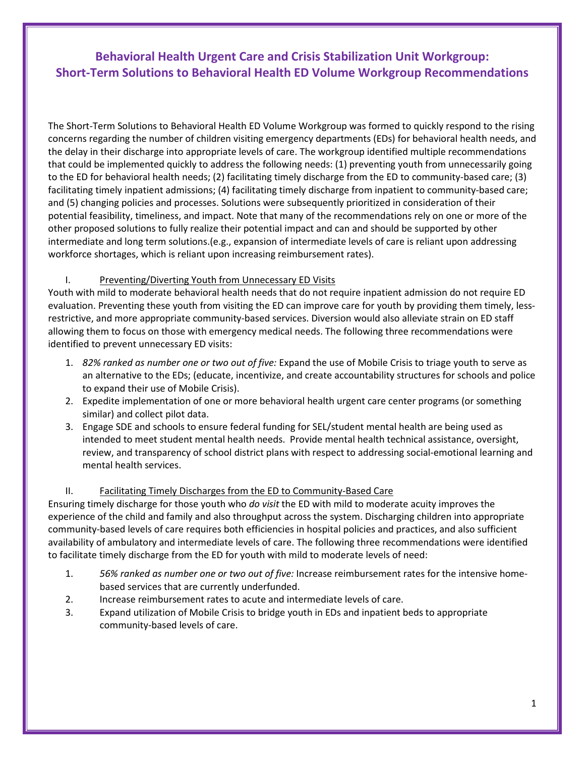# Behavioral Health Urgent Care and Crisis Stabilization Unit Workgroup: Short-Term Solutions to Behavioral Health ED Volume Workgroup Recommendations

The Short-Term Solutions to Behavioral Health ED Volume Workgroup was formed to quickly respond to the rising concerns regarding the number of children visiting emergency departments (EDs) for behavioral health needs, and the delay in their discharge into appropriate levels of care. The workgroup identified multiple recommendations that could be implemented quickly to address the following needs: (1) preventing youth from unnecessarily going to the ED for behavioral health needs; (2) facilitating timely discharge from the ED to community-based care; (3) facilitating timely inpatient admissions; (4) facilitating timely discharge from inpatient to community-based care; and (5) changing policies and processes. Solutions were subsequently prioritized in consideration of their potential feasibility, timeliness, and impact. Note that many of the recommendations rely on one or more of the other proposed solutions to fully realize their potential impact and can and should be supported by other intermediate and long term solutions.(e.g., expansion of intermediate levels of care is reliant upon addressing workforce shortages, which is reliant upon increasing reimbursement rates).

## I. Preventing/Diverting Youth from Unnecessary ED Visits

Youth with mild to moderate behavioral health needs that do not require inpatient admission do not require ED evaluation. Preventing these youth from visiting the ED can improve care for youth by providing them timely, less-restrictive, and more appropriate community-based services. Diversion would also alleviate strain on ED staff allowing them to focus on those with emergency medical needs. The following three recommendations were identified to prevent unnecessary ED visits:

1. *82% ranked as number one or two out of five:* Expand the use of Mobile Crisis to triage youth to serve as an alternative to the EDs; (educate, incentivize, and create accountability structures for schools and police to expand their use of Mobile Crisis).
2. Expedite implementation of one or more behavioral health urgent care center programs (or something similar) and collect pilot data.
3. Engage SDE and schools to ensure federal funding for SEL/student mental health are being used as intended to meet student mental health needs. Provide mental health technical assistance, oversight, review, and transparency of school district plans with respect to addressing social-emotional learning and mental health services.

## II. Facilitating Timely Discharges from the ED to Community-Based Care

Ensuring timely discharge for those youth who *do visit* the ED with mild to moderate acuity improves the experience of the child and family and also throughput across the system. Discharging children into appropriate community-based levels of care requires both efficiencies in hospital policies and practices, and also sufficient availability of ambulatory and intermediate levels of care. The following three recommendations were identified to facilitate timely discharge from the ED for youth with mild to moderate levels of need:

1. *56% ranked as number one or two out of five:* Increase reimbursement rates for the intensive home-based services that are currently underfunded.
2. Increase reimbursement rates to acute and intermediate levels of care.
3. Expand utilization of Mobile Crisis to bridge youth in EDs and inpatient beds to appropriate community-based levels of care.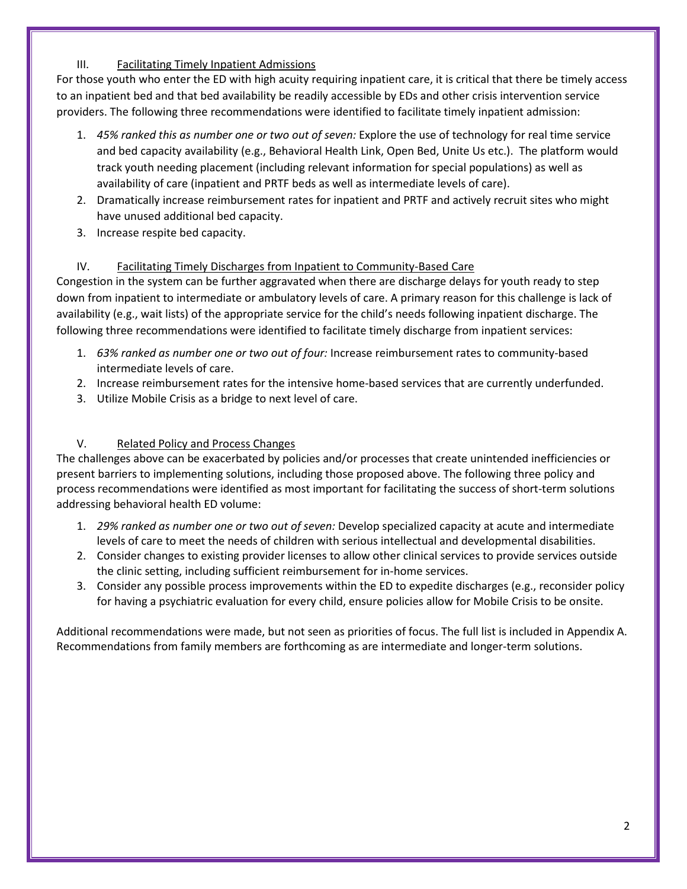### III. Facilitating Timely Inpatient Admissions

For those youth who enter the ED with high acuity requiring inpatient care, it is critical that there be timely access to an inpatient bed and that bed availability be readily accessible by EDs and other crisis intervention service providers. The following three recommendations were identified to facilitate timely inpatient admission:

1. *45% ranked this as number one or two out of seven:* Explore the use of technology for real time service and bed capacity availability (e.g., Behavioral Health Link, Open Bed, Unite Us etc.). The platform would track youth needing placement (including relevant information for special populations) as well as availability of care (inpatient and PRTF beds as well as intermediate levels of care).
2. Dramatically increase reimbursement rates for inpatient and PRTF and actively recruit sites who might have unused additional bed capacity.
3. Increase respite bed capacity.

### IV. Facilitating Timely Discharges from Inpatient to Community-Based Care

Congestion in the system can be further aggravated when there are discharge delays for youth ready to step down from inpatient to intermediate or ambulatory levels of care. A primary reason for this challenge is lack of availability (e.g., wait lists) of the appropriate service for the child's needs following inpatient discharge. The following three recommendations were identified to facilitate timely discharge from inpatient services:

1. *63% ranked as number one or two out of four:* Increase reimbursement rates to community-based intermediate levels of care.
2. Increase reimbursement rates for the intensive home-based services that are currently underfunded.
3. Utilize Mobile Crisis as a bridge to next level of care.

### V. Related Policy and Process Changes

The challenges above can be exacerbated by policies and/or processes that create unintended inefficiencies or present barriers to implementing solutions, including those proposed above. The following three policy and process recommendations were identified as most important for facilitating the success of short-term solutions addressing behavioral health ED volume:

1. *29% ranked as number one or two out of seven:* Develop specialized capacity at acute and intermediate levels of care to meet the needs of children with serious intellectual and developmental disabilities.
2. Consider changes to existing provider licenses to allow other clinical services to provide services outside the clinic setting, including sufficient reimbursement for in-home services.
3. Consider any possible process improvements within the ED to expedite discharges (e.g., reconsider policy for having a psychiatric evaluation for every child, ensure policies allow for Mobile Crisis to be onsite.

Additional recommendations were made, but not seen as priorities of focus. The full list is included in Appendix A. Recommendations from family members are forthcoming as are intermediate and longer-term solutions.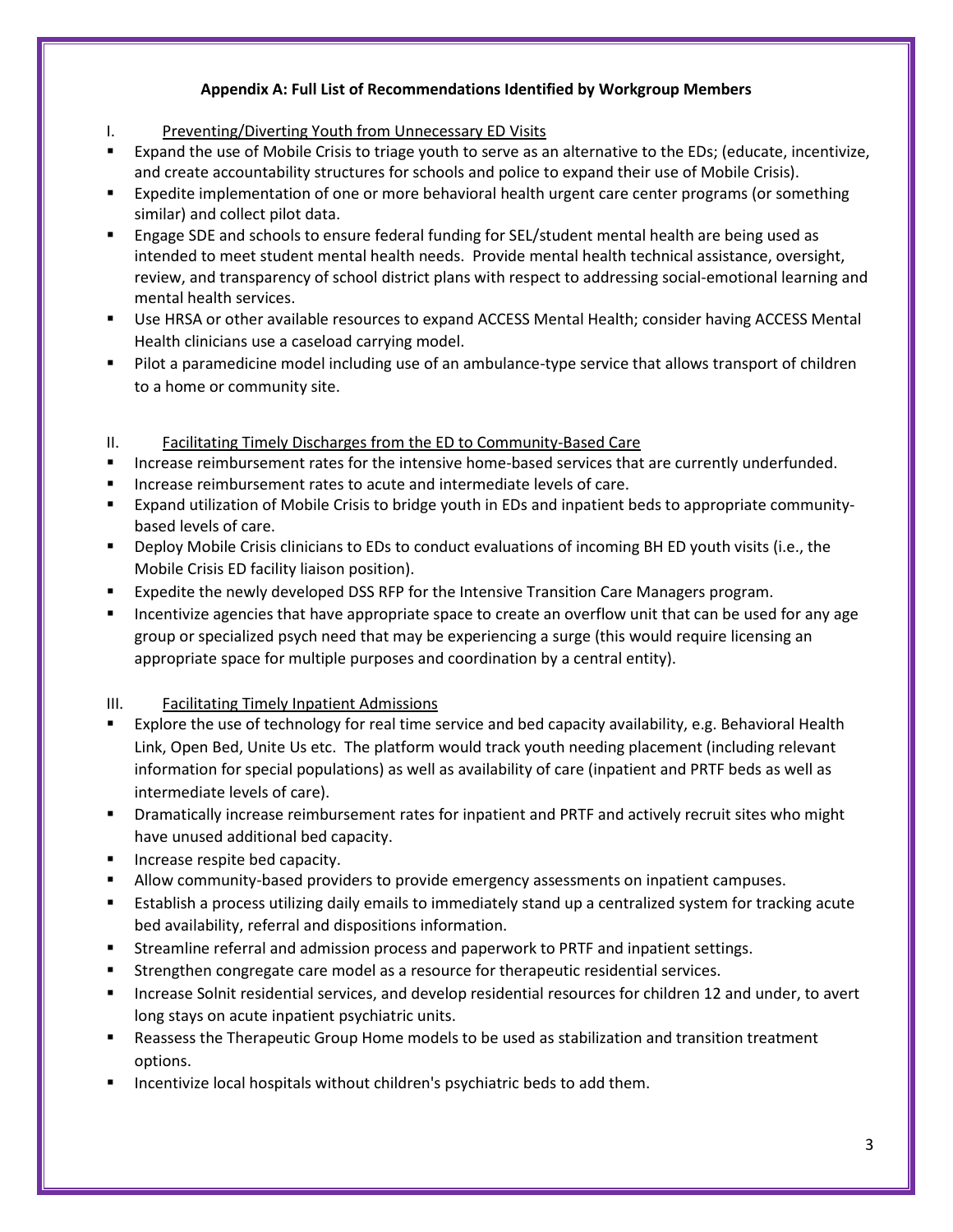## Appendix A: Full List of Recommendations Identified by Workgroup Members

### I. Preventing/Diverting Youth from Unnecessary ED Visits

- Expand the use of Mobile Crisis to triage youth to serve as an alternative to the EDs; (educate, incentivize, and create accountability structures for schools and police to expand their use of Mobile Crisis).
- Expedite implementation of one or more behavioral health urgent care center programs (or something similar) and collect pilot data.
- Engage SDE and schools to ensure federal funding for SEL/student mental health are being used as intended to meet student mental health needs. Provide mental health technical assistance, oversight, review, and transparency of school district plans with respect to addressing social-emotional learning and mental health services.
- Use HRSA or other available resources to expand ACCESS Mental Health; consider having ACCESS Mental Health clinicians use a caseload carrying model.
- Pilot a paramedicine model including use of an ambulance-type service that allows transport of children to a home or community site.

### II. Facilitating Timely Discharges from the ED to Community-Based Care

- Increase reimbursement rates for the intensive home-based services that are currently underfunded.
- Increase reimbursement rates to acute and intermediate levels of care.
- Expand utilization of Mobile Crisis to bridge youth in EDs and inpatient beds to appropriate community-based levels of care.
- Deploy Mobile Crisis clinicians to EDs to conduct evaluations of incoming BH ED youth visits (i.e., the Mobile Crisis ED facility liaison position).
- Expedite the newly developed DSS RFP for the Intensive Transition Care Managers program.
- Incentivize agencies that have appropriate space to create an overflow unit that can be used for any age group or specialized psych need that may be experiencing a surge (this would require licensing an appropriate space for multiple purposes and coordination by a central entity).

### III. Facilitating Timely Inpatient Admissions

- Explore the use of technology for real time service and bed capacity availability, e.g. Behavioral Health Link, Open Bed, Unite Us etc. The platform would track youth needing placement (including relevant information for special populations) as well as availability of care (inpatient and PRTF beds as well as intermediate levels of care).
- Dramatically increase reimbursement rates for inpatient and PRTF and actively recruit sites who might have unused additional bed capacity.
- Increase respite bed capacity.
- Allow community-based providers to provide emergency assessments on inpatient campuses.
- Establish a process utilizing daily emails to immediately stand up a centralized system for tracking acute bed availability, referral and dispositions information.
- Streamline referral and admission process and paperwork to PRTF and inpatient settings.
- Strengthen congregate care model as a resource for therapeutic residential services.
- Increase Solnit residential services, and develop residential resources for children 12 and under, to avert long stays on acute inpatient psychiatric units.
- Reassess the Therapeutic Group Home models to be used as stabilization and transition treatment options.
- Incentivize local hospitals without children's psychiatric beds to add them.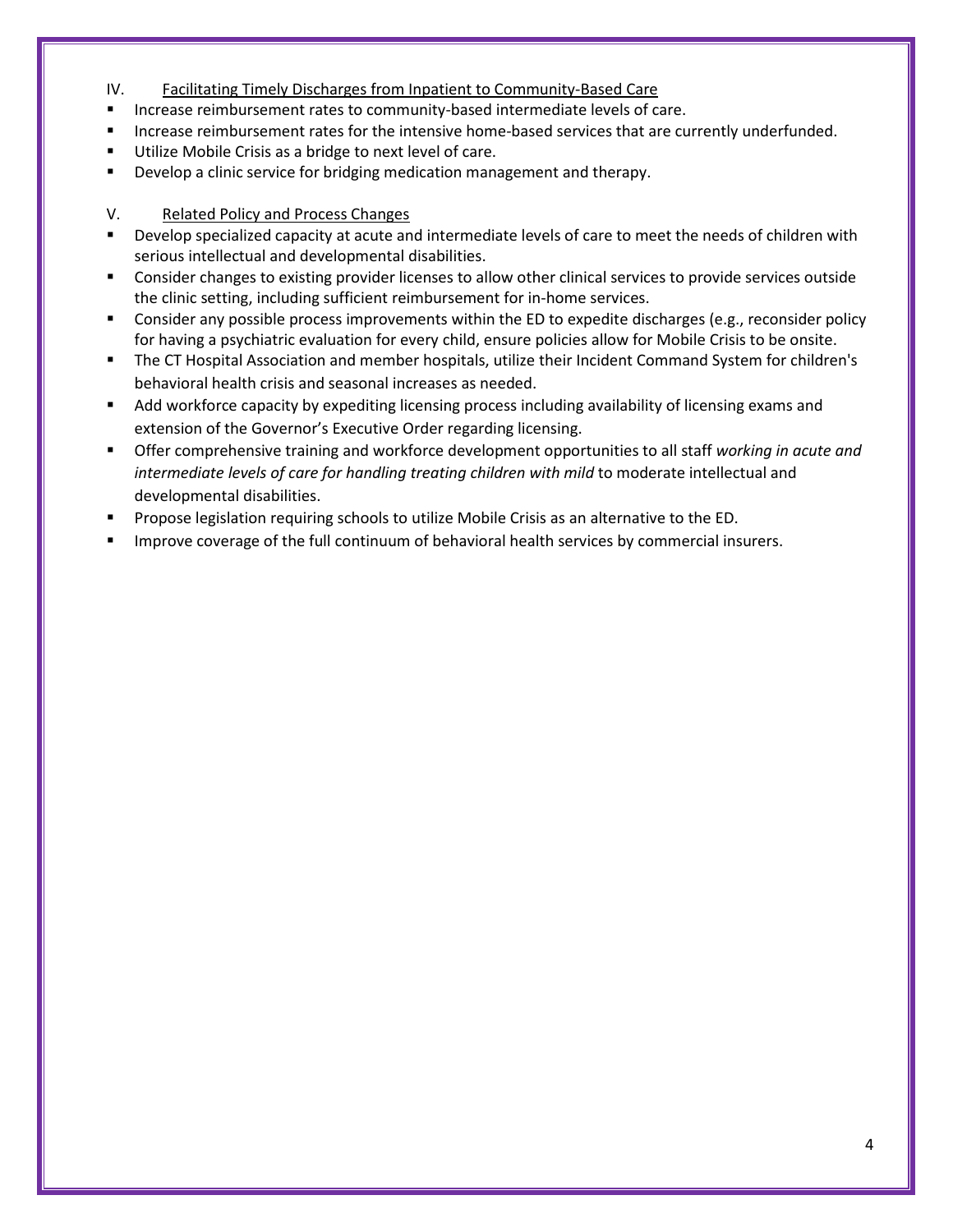## IV. Facilitating Timely Discharges from Inpatient to Community-Based Care

- Increase reimbursement rates to community-based intermediate levels of care.
- Increase reimbursement rates for the intensive home-based services that are currently underfunded.
- Utilize Mobile Crisis as a bridge to next level of care.
- Develop a clinic service for bridging medication management and therapy.

## V. Related Policy and Process Changes

- Develop specialized capacity at acute and intermediate levels of care to meet the needs of children with serious intellectual and developmental disabilities.
- Consider changes to existing provider licenses to allow other clinical services to provide services outside the clinic setting, including sufficient reimbursement for in-home services.
- Consider any possible process improvements within the ED to expedite discharges (e.g., reconsider policy for having a psychiatric evaluation for every child, ensure policies allow for Mobile Crisis to be onsite.
- The CT Hospital Association and member hospitals, utilize their Incident Command System for children's behavioral health crisis and seasonal increases as needed.
- Add workforce capacity by expediting licensing process including availability of licensing exams and extension of the Governor's Executive Order regarding licensing.
- Offer comprehensive training and workforce development opportunities to all staff *working in acute and intermediate levels of care for handling treating children with mild* to moderate intellectual and developmental disabilities.
- Propose legislation requiring schools to utilize Mobile Crisis as an alternative to the ED.
- Improve coverage of the full continuum of behavioral health services by commercial insurers.